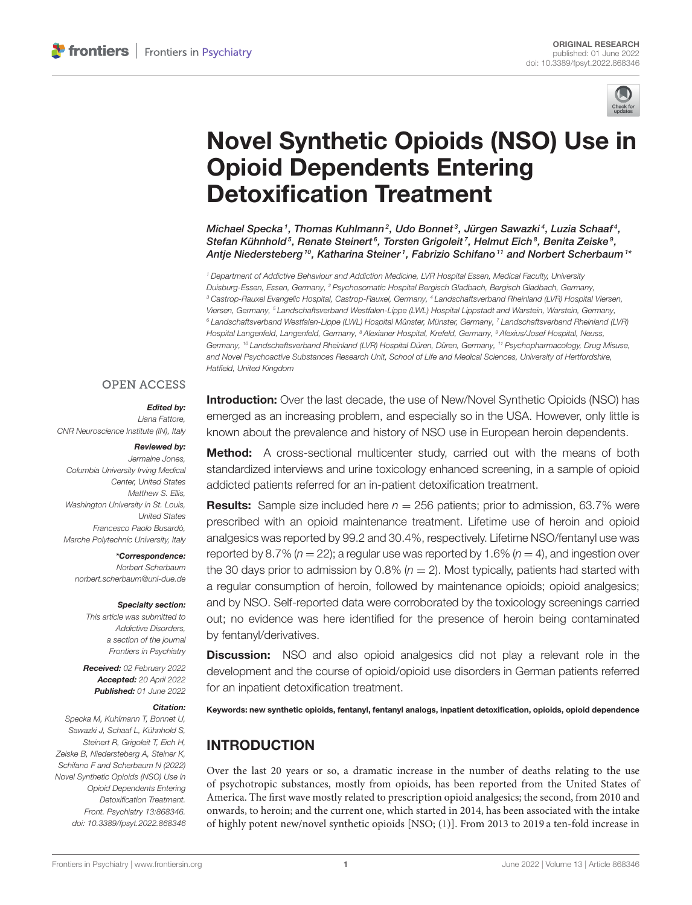ORIGINAL RESEARCH
published: 01 June 2022
doi: 10.3389/fpsyt.2022.868346

# Novel Synthetic Opioids (NSO) Use in Opioid Dependents Entering Detoxification Treatment

*Michael Specka[1], Thomas Kuhlmann[2], Udo Bonnet[3], Jürgen Sawazki[4], Luzia Schaaf[4], Stefan Kühnhold[5], Renate Steinert[6], Torsten Grigoleit[7], Helmut Eich[8], Benita Zeiske[9], Antje Niedersteberg[10], Katharina Steiner[1], Fabrizio Schifano[11] and Norbert Scherbaum[1]\**

[1] Department of Addictive Behaviour and Addiction Medicine, LVR Hospital Essen, Medical Faculty, University Duisburg-Essen, Essen, Germany, [2] Psychosomatic Hospital Bergisch Gladbach, Bergisch Gladbach, Germany, [3] Castrop-Rauxel Evangelic Hospital, Castrop-Rauxel, Germany, [4] Landschaftsverband Rheinland (LVR) Hospital Viersen, Viersen, Germany, [5] Landschaftsverband Westfalen-Lippe (LWL) Hospital Lippstadt and Warstein, Warstein, Germany, [6] Landschaftsverband Westfalen-Lippe (LWL) Hospital Münster, Münster, Germany, [7] Landschaftsverband Rheinland (LVR) Hospital Langenfeld, Langenfeld, Germany, [8] Alexianer Hospital, Krefeld, Germany, [9] Alexius/Josef Hospital, Neuss, Germany, [10] Landschaftsverband Rheinland (LVR) Hospital Düren, Düren, Germany, [11] Psychopharmacology, Drug Misuse, and Novel Psychoactive Substances Research Unit, School of Life and Medical Sciences, University of Hertfordshire, Hatfield, United Kingdom

OPEN ACCESS

***Edited by:***
Liana Fattore,
CNR Neuroscience Institute (IN), Italy

***Reviewed by:***
Jermaine Jones,
Columbia University Irving Medical Center, United States
Matthew S. Ellis,
Washington University in St. Louis, United States
Francesco Paolo Busardò,
Marche Polytechnic University, Italy

***\*Correspondence:***
Norbert Scherbaum
norbert.scherbaum@uni-due.de

***Specialty section:***
This article was submitted to Addictive Disorders, a section of the journal Frontiers in Psychiatry

***Received:*** 02 February 2022
***Accepted:*** 20 April 2022
***Published:*** 01 June 2022

***Citation:***
Specka M, Kuhlmann T, Bonnet U, Sawazki J, Schaaf L, Kühnhold S, Steinert R, Grigoleit T, Eich H, Zeiske B, Niedersteberg A, Steiner K, Schifano F and Scherbaum N (2022) Novel Synthetic Opioids (NSO) Use in Opioid Dependents Entering Detoxification Treatment. Front. Psychiatry 13:868346. doi: 10.3389/fpsyt.2022.868346

**Introduction:** Over the last decade, the use of New/Novel Synthetic Opioids (NSO) has emerged as an increasing problem, and especially so in the USA. However, only little is known about the prevalence and history of NSO use in European heroin dependents.

**Method:** A cross-sectional multicenter study, carried out with the means of both standardized interviews and urine toxicology enhanced screening, in a sample of opioid addicted patients referred for an in-patient detoxification treatment.

**Results:** Sample size included here $n = 256$ patients; prior to admission, 63.7% were prescribed with an opioid maintenance treatment. Lifetime use of heroin and opioid analgesics was reported by 99.2 and 30.4%, respectively. Lifetime NSO/fentanyl use was reported by 8.7% ($n = 22$); a regular use was reported by 1.6% ($n = 4$), and ingestion over the 30 days prior to admission by 0.8% ($n = 2$). Most typically, patients had started with a regular consumption of heroin, followed by maintenance opioids; opioid analgesics; and by NSO. Self-reported data were corroborated by the toxicology screenings carried out; no evidence was here identified for the presence of heroin being contaminated by fentanyl/derivatives.

**Discussion:** NSO and also opioid analgesics did not play a relevant role in the development and the course of opioid/opioid use disorders in German patients referred for an inpatient detoxification treatment.

**Keywords:** new synthetic opioids, fentanyl, fentanyl analogs, inpatient detoxification, opioids, opioid dependence

## INTRODUCTION

Over the last 20 years or so, a dramatic increase in the number of deaths relating to the use of psychotropic substances, mostly from opioids, has been reported from the United States of America. The first wave mostly related to prescription opioid analgesics; the second, from 2010 and onwards, to heroin; and the current one, which started in 2014, has been associated with the intake of highly potent new/novel synthetic opioids [NSO; (1)]. From 2013 to 2019 a ten-fold increase in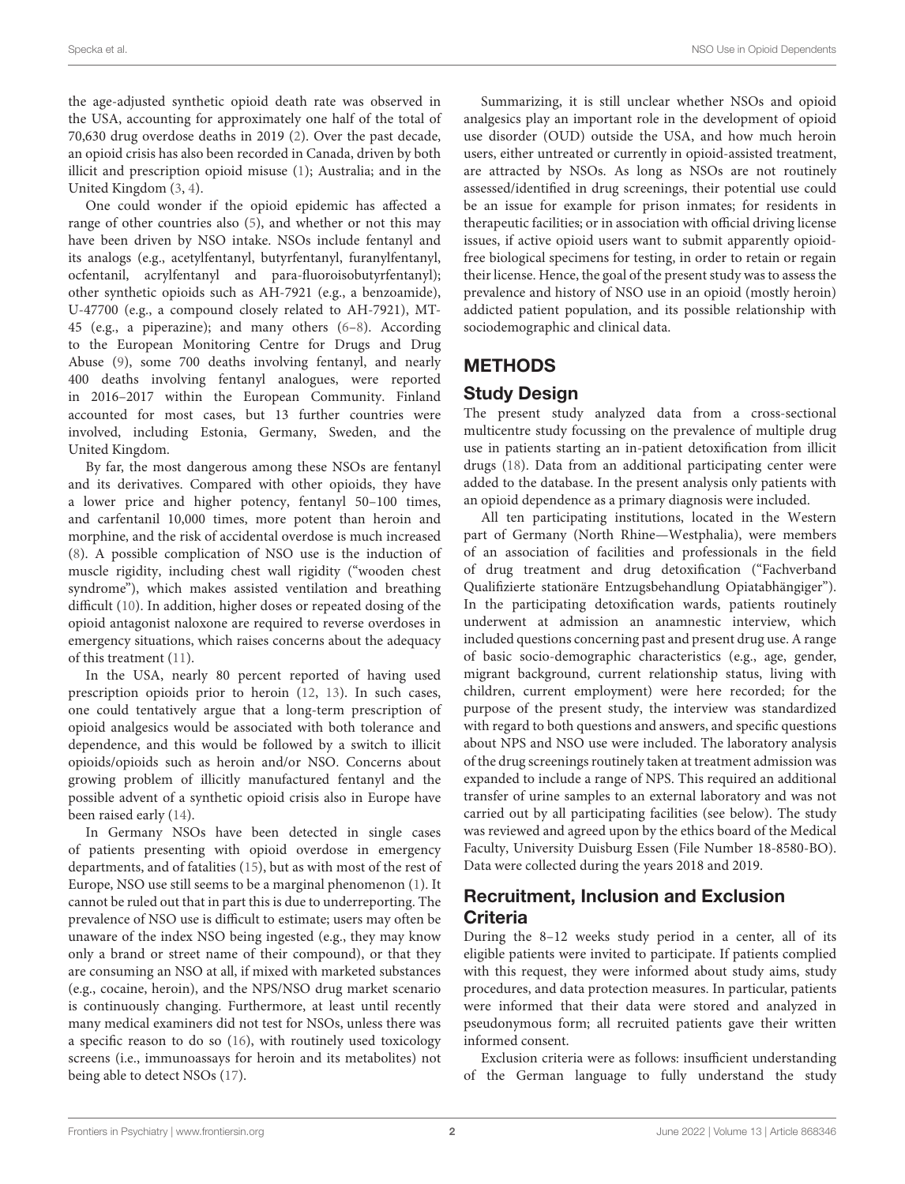the age-adjusted synthetic opioid death rate was observed in the USA, accounting for approximately one half of the total of 70,630 drug overdose deaths in 2019 (2). Over the past decade, an opioid crisis has also been recorded in Canada, driven by both illicit and prescription opioid misuse (1); Australia; and in the United Kingdom (3, 4).

One could wonder if the opioid epidemic has affected a range of other countries also (5), and whether or not this may have been driven by NSO intake. NSOs include fentanyl and its analogs (e.g., acetylfentanyl, butyrfentanyl, furanylfentanyl, ocfentanil, acrylfentanyl and para-fluoroisobutyrfentanyl); other synthetic opioids such as AH-7921 (e.g., a benzoamide), U-47700 (e.g., a compound closely related to AH-7921), MT-45 (e.g., a piperazine); and many others (6–8). According to the European Monitoring Centre for Drugs and Drug Abuse (9), some 700 deaths involving fentanyl, and nearly 400 deaths involving fentanyl analogues, were reported in 2016–2017 within the European Community. Finland accounted for most cases, but 13 further countries were involved, including Estonia, Germany, Sweden, and the United Kingdom.

By far, the most dangerous among these NSOs are fentanyl and its derivatives. Compared with other opioids, they have a lower price and higher potency, fentanyl 50–100 times, and carfentanil 10,000 times, more potent than heroin and morphine, and the risk of accidental overdose is much increased (8). A possible complication of NSO use is the induction of muscle rigidity, including chest wall rigidity ("wooden chest syndrome"), which makes assisted ventilation and breathing difficult (10). In addition, higher doses or repeated dosing of the opioid antagonist naloxone are required to reverse overdoses in emergency situations, which raises concerns about the adequacy of this treatment (11).

In the USA, nearly 80 percent reported of having used prescription opioids prior to heroin (12, 13). In such cases, one could tentatively argue that a long-term prescription of opioid analgesics would be associated with both tolerance and dependence, and this would be followed by a switch to illicit opioids/opioids such as heroin and/or NSO. Concerns about growing problem of illicitly manufactured fentanyl and the possible advent of a synthetic opioid crisis also in Europe have been raised early (14).

In Germany NSOs have been detected in single cases of patients presenting with opioid overdose in emergency departments, and of fatalities (15), but as with most of the rest of Europe, NSO use still seems to be a marginal phenomenon (1). It cannot be ruled out that in part this is due to underreporting. The prevalence of NSO use is difficult to estimate; users may often be unaware of the index NSO being ingested (e.g., they may know only a brand or street name of their compound), or that they are consuming an NSO at all, if mixed with marketed substances (e.g., cocaine, heroin), and the NPS/NSO drug market scenario is continuously changing. Furthermore, at least until recently many medical examiners did not test for NSOs, unless there was a specific reason to do so (16), with routinely used toxicology screens (i.e., immunoassays for heroin and its metabolites) not being able to detect NSOs (17).

Summarizing, it is still unclear whether NSOs and opioid analgesics play an important role in the development of opioid use disorder (OUD) outside the USA, and how much heroin users, either untreated or currently in opioid-assisted treatment, are attracted by NSOs. As long as NSOs are not routinely assessed/identified in drug screenings, their potential use could be an issue for example for prison inmates; for residents in therapeutic facilities; or in association with official driving license issues, if active opioid users want to submit apparently opioid-free biological specimens for testing, in order to retain or regain their license. Hence, the goal of the present study was to assess the prevalence and history of NSO use in an opioid (mostly heroin) addicted patient population, and its possible relationship with sociodemographic and clinical data.

## METHODS

### Study Design

The present study analyzed data from a cross-sectional multicentre study focussing on the prevalence of multiple drug use in patients starting an in-patient detoxification from illicit drugs (18). Data from an additional participating center were added to the database. In the present analysis only patients with an opioid dependence as a primary diagnosis were included.

All ten participating institutions, located in the Western part of Germany (North Rhine—Westphalia), were members of an association of facilities and professionals in the field of drug treatment and drug detoxification ("Fachverband Qualifizierte stationäre Entzugsbehandlung Opiatabhängiger"). In the participating detoxification wards, patients routinely underwent at admission an anamnestic interview, which included questions concerning past and present drug use. A range of basic socio-demographic characteristics (e.g., age, gender, migrant background, current relationship status, living with children, current employment) were here recorded; for the purpose of the present study, the interview was standardized with regard to both questions and answers, and specific questions about NPS and NSO use were included. The laboratory analysis of the drug screenings routinely taken at treatment admission was expanded to include a range of NPS. This required an additional transfer of urine samples to an external laboratory and was not carried out by all participating facilities (see below). The study was reviewed and agreed upon by the ethics board of the Medical Faculty, University Duisburg Essen (File Number 18-8580-BO). Data were collected during the years 2018 and 2019.

### Recruitment, Inclusion and Exclusion Criteria

During the 8–12 weeks study period in a center, all of its eligible patients were invited to participate. If patients complied with this request, they were informed about study aims, study procedures, and data protection measures. In particular, patients were informed that their data were stored and analyzed in pseudonymous form; all recruited patients gave their written informed consent.

Exclusion criteria were as follows: insufficient understanding of the German language to fully understand the study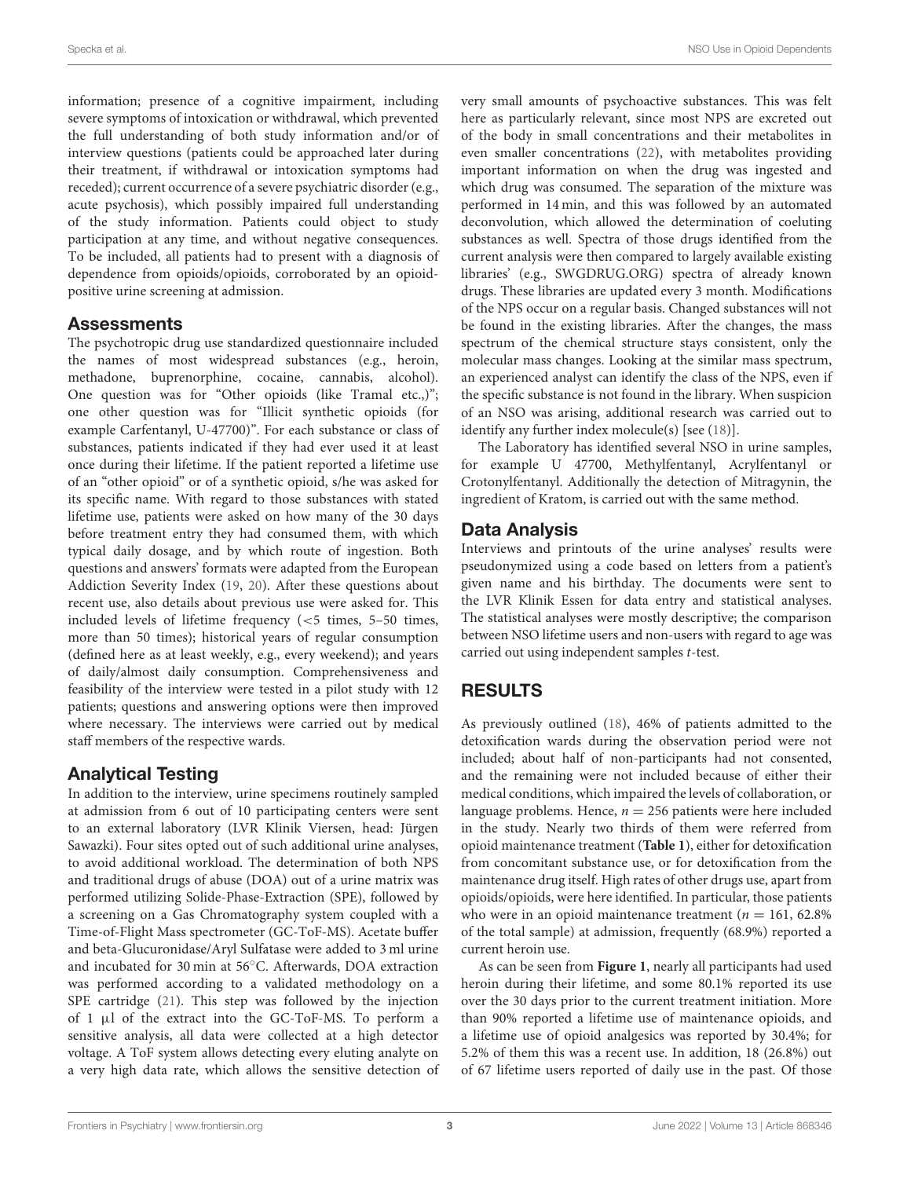information; presence of a cognitive impairment, including severe symptoms of intoxication or withdrawal, which prevented the full understanding of both study information and/or of interview questions (patients could be approached later during their treatment, if withdrawal or intoxication symptoms had receded); current occurrence of a severe psychiatric disorder (e.g., acute psychosis), which possibly impaired full understanding of the study information. Patients could object to study participation at any time, and without negative consequences. To be included, all patients had to present with a diagnosis of dependence from opioids/opioids, corroborated by an opioid-positive urine screening at admission.

## Assessments

The psychotropic drug use standardized questionnaire included the names of most widespread substances (e.g., heroin, methadone, buprenorphine, cocaine, cannabis, alcohol). One question was for "Other opioids (like Tramal etc.,)"; one other question was for "Illicit synthetic opioids (for example Carfentanyl, U-47700)". For each substance or class of substances, patients indicated if they had ever used it at least once during their lifetime. If the patient reported a lifetime use of an "other opioid" or of a synthetic opioid, s/he was asked for its specific name. With regard to those substances with stated lifetime use, patients were asked on how many of the 30 days before treatment entry they had consumed them, with which typical daily dosage, and by which route of ingestion. Both questions and answers' formats were adapted from the European Addiction Severity Index (19, 20). After these questions about recent use, also details about previous use were asked for. This included levels of lifetime frequency (<5 times, 5–50 times, more than 50 times); historical years of regular consumption (defined here as at least weekly, e.g., every weekend); and years of daily/almost daily consumption. Comprehensiveness and feasibility of the interview were tested in a pilot study with 12 patients; questions and answering options were then improved where necessary. The interviews were carried out by medical staff members of the respective wards.

## Analytical Testing

In addition to the interview, urine specimens routinely sampled at admission from 6 out of 10 participating centers were sent to an external laboratory (LVR Klinik Viersen, head: Jürgen Sawazki). Four sites opted out of such additional urine analyses, to avoid additional workload. The determination of both NPS and traditional drugs of abuse (DOA) out of a urine matrix was performed utilizing Solide-Phase-Extraction (SPE), followed by a screening on a Gas Chromatography system coupled with a Time-of-Flight Mass spectrometer (GC-ToF-MS). Acetate buffer and beta-Glucuronidase/Aryl Sulfatase were added to 3 ml urine and incubated for 30 min at 56°C. Afterwards, DOA extraction was performed according to a validated methodology on a SPE cartridge (21). This step was followed by the injection of 1 μl of the extract into the GC-ToF-MS. To perform a sensitive analysis, all data were collected at a high detector voltage. A ToF system allows detecting every eluting analyte on a very high data rate, which allows the sensitive detection of very small amounts of psychoactive substances. This was felt here as particularly relevant, since most NPS are excreted out of the body in small concentrations and their metabolites in even smaller concentrations (22), with metabolites providing important information on when the drug was ingested and which drug was consumed. The separation of the mixture was performed in 14 min, and this was followed by an automated deconvolution, which allowed the determination of coeluting substances as well. Spectra of those drugs identified from the current analysis were then compared to largely available existing libraries' (e.g., SWGDRUG.ORG) spectra of already known drugs. These libraries are updated every 3 month. Modifications of the NPS occur on a regular basis. Changed substances will not be found in the existing libraries. After the changes, the mass spectrum of the chemical structure stays consistent, only the molecular mass changes. Looking at the similar mass spectrum, an experienced analyst can identify the class of the NPS, even if the specific substance is not found in the library. When suspicion of an NSO was arising, additional research was carried out to identify any further index molecule(s) [see (18)].

The Laboratory has identified several NSO in urine samples, for example U 47700, Methylfentanyl, Acrylfentanyl or Crotonylfentanyl. Additionally the detection of Mitragynin, the ingredient of Kratom, is carried out with the same method.

## Data Analysis

Interviews and printouts of the urine analyses' results were pseudonymized using a code based on letters from a patient's given name and his birthday. The documents were sent to the LVR Klinik Essen for data entry and statistical analyses. The statistical analyses were mostly descriptive; the comparison between NSO lifetime users and non-users with regard to age was carried out using independent samples *t*-test.

# RESULTS

As previously outlined (18), 46% of patients admitted to the detoxification wards during the observation period were not included; about half of non-participants had not consented, and the remaining were not included because of either their medical conditions, which impaired the levels of collaboration, or language problems. Hence, $n = 256$ patients were here included in the study. Nearly two thirds of them were referred from opioid maintenance treatment (**Table 1**), either for detoxification from concomitant substance use, or for detoxification from the maintenance drug itself. High rates of other drugs use, apart from opioids/opioids, were here identified. In particular, those patients who were in an opioid maintenance treatment ($n = 161$, 62.8% of the total sample) at admission, frequently (68.9%) reported a current heroin use.

As can be seen from **Figure 1**, nearly all participants had used heroin during their lifetime, and some 80.1% reported its use over the 30 days prior to the current treatment initiation. More than 90% reported a lifetime use of maintenance opioids, and a lifetime use of opioid analgesics was reported by 30.4%; for 5.2% of them this was a recent use. In addition, 18 (26.8%) out of 67 lifetime users reported of daily use in the past. Of those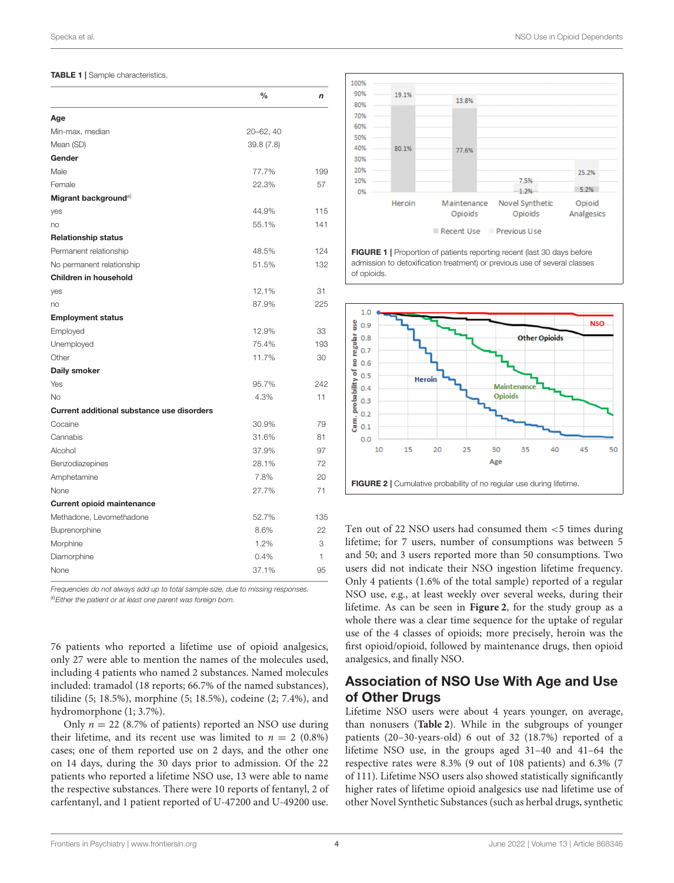**TABLE 1 |** Sample characteristics.

| | % | *n* |
|---|---|---|
| **Age** | | |
| Min-max, median | 20–62, 40 | |
| Mean (SD) | 39.8 (7.8) | |
| **Gender** | | |
| Male | 77.7% | 199 |
| Female | 22.3% | 57 |
| **Migrant background**[a] | | |
| yes | 44.9% | 115 |
| no | 55.1% | 141 |
| **Relationship status** | | |
| Permanent relationship | 48.5% | 124 |
| No permanent relationship | 51.5% | 132 |
| **Children in household** | | |
| yes | 12.1% | 31 |
| no | 87.9% | 225 |
| **Employment status** | | |
| Employed | 12.9% | 33 |
| Unemployed | 75.4% | 193 |
| Other | 11.7% | 30 |
| **Daily smoker** | | |
| Yes | 95.7% | 242 |
| No | 4.3% | 11 |
| **Current additional substance use disorders** | | |
| Cocaine | 30.9% | 79 |
| Cannabis | 31.6% | 81 |
| Alcohol | 37.9% | 97 |
| Benzodiazepines | 28.1% | 72 |
| Amphetamine | 7.8% | 20 |
| None | 27.7% | 71 |
| **Current opioid maintenance** | | |
| Methadone, Levomethadone | 52.7% | 135 |
| Buprenorphine | 8.6% | 22 |
| Morphine | 1.2% | 3 |
| Diamorphine | 0.4% | 1 |
| None | 37.1% | 95 |

*Frequencies do not always add up to total sample size, due to missing responses.*
[a]*Either the patient or at least one parent was foreign born.*

**FIGURE 1 |** Proportion of patients reporting recent (last 30 days before admission to detoxification treatment) or previous use of several classes of opioids.

**FIGURE 2 |** Cumulative probability of no regular use during lifetime.

76 patients who reported a lifetime use of opioid analgesics, only 27 were able to mention the names of the molecules used, including 4 patients who named 2 substances. Named molecules included: tramadol (18 reports; 66.7% of the named substances), tilidine (5; 18.5%), morphine (5; 18.5%), codeine (2; 7.4%), and hydromorphone (1; 3.7%).

Only $n = 22$ (8.7% of patients) reported an NSO use during their lifetime, and its recent use was limited to $n = 2$ (0.8%) cases; one of them reported use on 2 days, and the other one on 14 days, during the 30 days prior to admission. Of the 22 patients who reported a lifetime NSO use, 13 were able to name the respective substances. There were 10 reports of fentanyl, 2 of carfentanyl, and 1 patient reported of U-47200 and U-49200 use.

Ten out of 22 NSO users had consumed them <5 times during lifetime; for 7 users, number of consumptions was between 5 and 50; and 3 users reported more than 50 consumptions. Two users did not indicate their NSO ingestion lifetime frequency. Only 4 patients (1.6% of the total sample) reported of a regular NSO use, e.g., at least weekly over several weeks, during their lifetime. As can be seen in **Figure 2**, for the study group as a whole there was a clear time sequence for the uptake of regular use of the 4 classes of opioids; more precisely, heroin was the first opioid/opioid, followed by maintenance drugs, then opioid analgesics, and finally NSO.

## Association of NSO Use With Age and Use of Other Drugs

Lifetime NSO users were about 4 years younger, on average, than nonusers (**Table 2**). While in the subgroups of younger patients (20–30-years-old) 6 out of 32 (18.7%) reported of a lifetime NSO use, in the groups aged 31–40 and 41–64 the respective rates were 8.3% (9 out of 108 patients) and 6.3% (7 of 111). Lifetime NSO users also showed statistically significantly higher rates of lifetime opioid analgesics use nad lifetime use of other Novel Synthetic Substances (such as herbal drugs, synthetic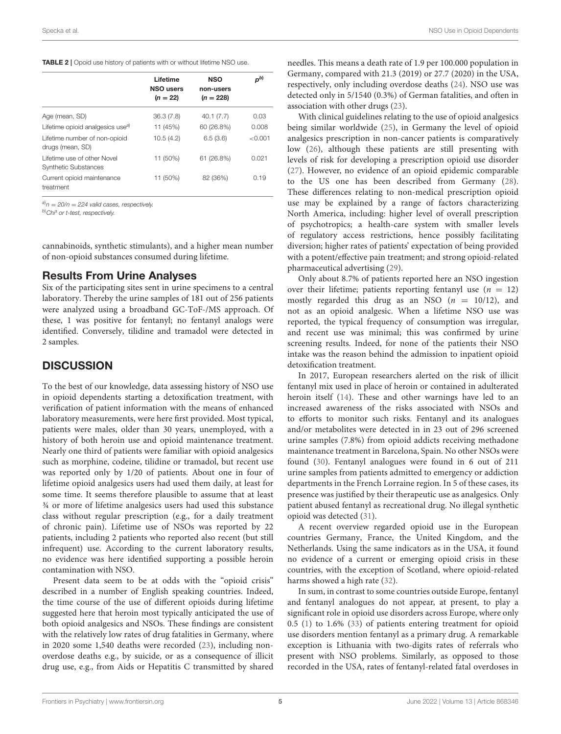**TABLE 2** | Opioid use history of patients with or without lifetime NSO use.

| | Lifetime NSO users ($n = 22$) | NSO non-users ($n = 228$) | $p$[b] |
|---|---|---|---|
| Age (mean, SD) | 36.3 (7.8) | 40.1 (7.7) | 0.03 |
| Lifetime opioid analgesics use[a] | 11 (45%) | 60 (26.8%) | 0.008 |
| Lifetime number of non-opioid drugs (mean, SD) | 10.5 (4.2) | 6.5 (3.6) | <0.001 |
| Lifetime use of other Novel Synthetic Substances | 11 (50%) | 61 (26.8%) | 0.021 |
| Current opioid maintenance treatment | 11 (50%) | 82 (36%) | 0.19 |

[a] $n = 20/n = 224$ valid cases, respectively.
[b] Chi² or t-test, respectively.

cannabinoids, synthetic stimulants), and a higher mean number of non-opioid substances consumed during lifetime.

## Results From Urine Analyses

Six of the participating sites sent in urine specimens to a central laboratory. Thereby the urine samples of 181 out of 256 patients were analyzed using a broadband GC-ToF-/MS approach. Of these, 1 was positive for fentanyl; no fentanyl analogs were identified. Conversely, tilidine and tramadol were detected in 2 samples.

# DISCUSSION

To the best of our knowledge, data assessing history of NSO use in opioid dependents starting a detoxification treatment, with verification of patient information with the means of enhanced laboratory measurements, were here first provided. Most typical, patients were males, older than 30 years, unemployed, with a history of both heroin use and opioid maintenance treatment. Nearly one third of patients were familiar with opioid analgesics such as morphine, codeine, tilidine or tramadol, but recent use was reported only by 1/20 of patients. About one in four of lifetime opioid analgesics users had used them daily, at least for some time. It seems therefore plausible to assume that at least ¾ or more of lifetime analgesics users had used this substance class without regular prescription (e.g., for a daily treatment of chronic pain). Lifetime use of NSOs was reported by 22 patients, including 2 patients who reported also recent (but still infrequent) use. According to the current laboratory results, no evidence was here identified supporting a possible heroin contamination with NSO.

Present data seem to be at odds with the "opioid crisis" described in a number of English speaking countries. Indeed, the time course of the use of different opioids during lifetime suggested here that heroin most typically anticipated the use of both opioid analgesics and NSOs. These findings are consistent with the relatively low rates of drug fatalities in Germany, where in 2020 some 1,540 deaths were recorded (23), including non-overdose deaths e.g., by suicide, or as a consequence of illicit drug use, e.g., from Aids or Hepatitis C transmitted by shared needles. This means a death rate of 1.9 per 100.000 population in Germany, compared with 21.3 (2019) or 27.7 (2020) in the USA, respectively, only including overdose deaths (24). NSO use was detected only in 5/1540 (0.3%) of German fatalities, and often in association with other drugs (23).

With clinical guidelines relating to the use of opioid analgesics being similar worldwide (25), in Germany the level of opioid analgesics prescription in non-cancer patients is comparatively low (26), although these patients are still presenting with levels of risk for developing a prescription opioid use disorder (27). However, no evidence of an opioid epidemic comparable to the US one has been described from Germany (28). These differences relating to non-medical prescription opioid use may be explained by a range of factors characterizing North America, including: higher level of overall prescription of psychotropics; a health-care system with smaller levels of regulatory access restrictions, hence possibly facilitating diversion; higher rates of patients' expectation of being provided with a potent/effective pain treatment; and strong opioid-related pharmaceutical advertising (29).

Only about 8.7% of patients reported here an NSO ingestion over their lifetime; patients reporting fentanyl use ($n = 12$) mostly regarded this drug as an NSO ($n = 10/12$), and not as an opioid analgesic. When a lifetime NSO use was reported, the typical frequency of consumption was irregular, and recent use was minimal; this was confirmed by urine screening results. Indeed, for none of the patients their NSO intake was the reason behind the admission to inpatient opioid detoxification treatment.

In 2017, European researchers alerted on the risk of illicit fentanyl mix used in place of heroin or contained in adulterated heroin itself (14). These and other warnings have led to an increased awareness of the risks associated with NSOs and to efforts to monitor such risks. Fentanyl and its analogues and/or metabolites were detected in in 23 out of 296 screened urine samples (7.8%) from opioid addicts receiving methadone maintenance treatment in Barcelona, Spain. No other NSOs were found (30). Fentanyl analogues were found in 6 out of 211 urine samples from patients admitted to emergency or addiction departments in the French Lorraine region. In 5 of these cases, its presence was justified by their therapeutic use as analgesics. Only patient abused fentanyl as recreational drug. No illegal synthetic opioid was detected (31).

A recent overview regarded opioid use in the European countries Germany, France, the United Kingdom, and the Netherlands. Using the same indicators as in the USA, it found no evidence of a current or emerging opioid crisis in these countries, with the exception of Scotland, where opioid-related harms showed a high rate (32).

In sum, in contrast to some countries outside Europe, fentanyl and fentanyl analogues do not appear, at present, to play a significant role in opioid use disorders across Europe, where only 0.5 (1) to 1.6% (33) of patients entering treatment for opioid use disorders mention fentanyl as a primary drug. A remarkable exception is Lithuania with two-digits rates of referrals who present with NSO problems. Similarly, as opposed to those recorded in the USA, rates of fentanyl-related fatal overdoses in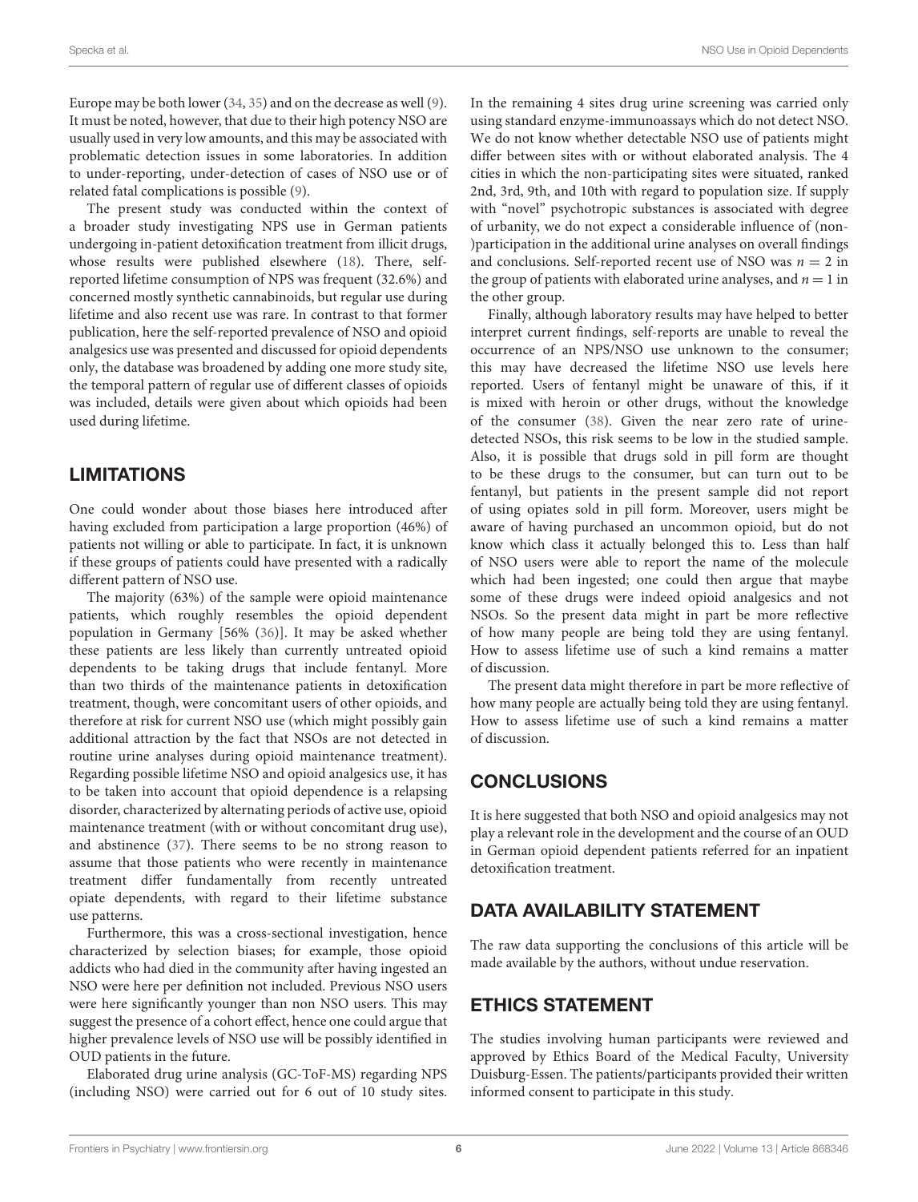Europe may be both lower (34, 35) and on the decrease as well (9). It must be noted, however, that due to their high potency NSO are usually used in very low amounts, and this may be associated with problematic detection issues in some laboratories. In addition to under-reporting, under-detection of cases of NSO use or of related fatal complications is possible (9).

The present study was conducted within the context of a broader study investigating NPS use in German patients undergoing in-patient detoxification treatment from illicit drugs, whose results were published elsewhere (18). There, self-reported lifetime consumption of NPS was frequent (32.6%) and concerned mostly synthetic cannabinoids, but regular use during lifetime and also recent use was rare. In contrast to that former publication, here the self-reported prevalence of NSO and opioid analgesics use was presented and discussed for opioid dependents only, the database was broadened by adding one more study site, the temporal pattern of regular use of different classes of opioids was included, details were given about which opioids had been used during lifetime.

## LIMITATIONS

One could wonder about those biases here introduced after having excluded from participation a large proportion (46%) of patients not willing or able to participate. In fact, it is unknown if these groups of patients could have presented with a radically different pattern of NSO use.

The majority (63%) of the sample were opioid maintenance patients, which roughly resembles the opioid dependent population in Germany [56% (36)]. It may be asked whether these patients are less likely than currently untreated opioid dependents to be taking drugs that include fentanyl. More than two thirds of the maintenance patients in detoxification treatment, though, were concomitant users of other opioids, and therefore at risk for current NSO use (which might possibly gain additional attraction by the fact that NSOs are not detected in routine urine analyses during opioid maintenance treatment). Regarding possible lifetime NSO and opioid analgesics use, it has to be taken into account that opioid dependence is a relapsing disorder, characterized by alternating periods of active use, opioid maintenance treatment (with or without concomitant drug use), and abstinence (37). There seems to be no strong reason to assume that those patients who were recently in maintenance treatment differ fundamentally from recently untreated opiate dependents, with regard to their lifetime substance use patterns.

Furthermore, this was a cross-sectional investigation, hence characterized by selection biases; for example, those opioid addicts who had died in the community after having ingested an NSO were here per definition not included. Previous NSO users were here significantly younger than non NSO users. This may suggest the presence of a cohort effect, hence one could argue that higher prevalence levels of NSO use will be possibly identified in OUD patients in the future.

Elaborated drug urine analysis (GC-ToF-MS) regarding NPS (including NSO) were carried out for 6 out of 10 study sites. In the remaining 4 sites drug urine screening was carried only using standard enzyme-immunoassays which do not detect NSO. We do not know whether detectable NSO use of patients might differ between sites with or without elaborated analysis. The 4 cities in which the non-participating sites were situated, ranked 2nd, 3rd, 9th, and 10th with regard to population size. If supply with "novel" psychotropic substances is associated with degree of urbanity, we do not expect a considerable influence of (non-)participation in the additional urine analyses on overall findings and conclusions. Self-reported recent use of NSO was $n = 2$ in the group of patients with elaborated urine analyses, and $n = 1$ in the other group.

Finally, although laboratory results may have helped to better interpret current findings, self-reports are unable to reveal the occurrence of an NPS/NSO use unknown to the consumer; this may have decreased the lifetime NSO use levels here reported. Users of fentanyl might be unaware of this, if it is mixed with heroin or other drugs, without the knowledge of the consumer (38). Given the near zero rate of urine-detected NSOs, this risk seems to be low in the studied sample. Also, it is possible that drugs sold in pill form are thought to be these drugs to the consumer, but can turn out to be fentanyl, but patients in the present sample did not report of using opiates sold in pill form. Moreover, users might be aware of having purchased an uncommon opioid, but do not know which class it actually belonged this to. Less than half of NSO users were able to report the name of the molecule which had been ingested; one could then argue that maybe some of these drugs were indeed opioid analgesics and not NSOs. So the present data might in part be more reflective of how many people are being told they are using fentanyl. How to assess lifetime use of such a kind remains a matter of discussion.

The present data might therefore in part be more reflective of how many people are actually being told they are using fentanyl. How to assess lifetime use of such a kind remains a matter of discussion.

## CONCLUSIONS

It is here suggested that both NSO and opioid analgesics may not play a relevant role in the development and the course of an OUD in German opioid dependent patients referred for an inpatient detoxification treatment.

## DATA AVAILABILITY STATEMENT

The raw data supporting the conclusions of this article will be made available by the authors, without undue reservation.

## ETHICS STATEMENT

The studies involving human participants were reviewed and approved by Ethics Board of the Medical Faculty, University Duisburg-Essen. The patients/participants provided their written informed consent to participate in this study.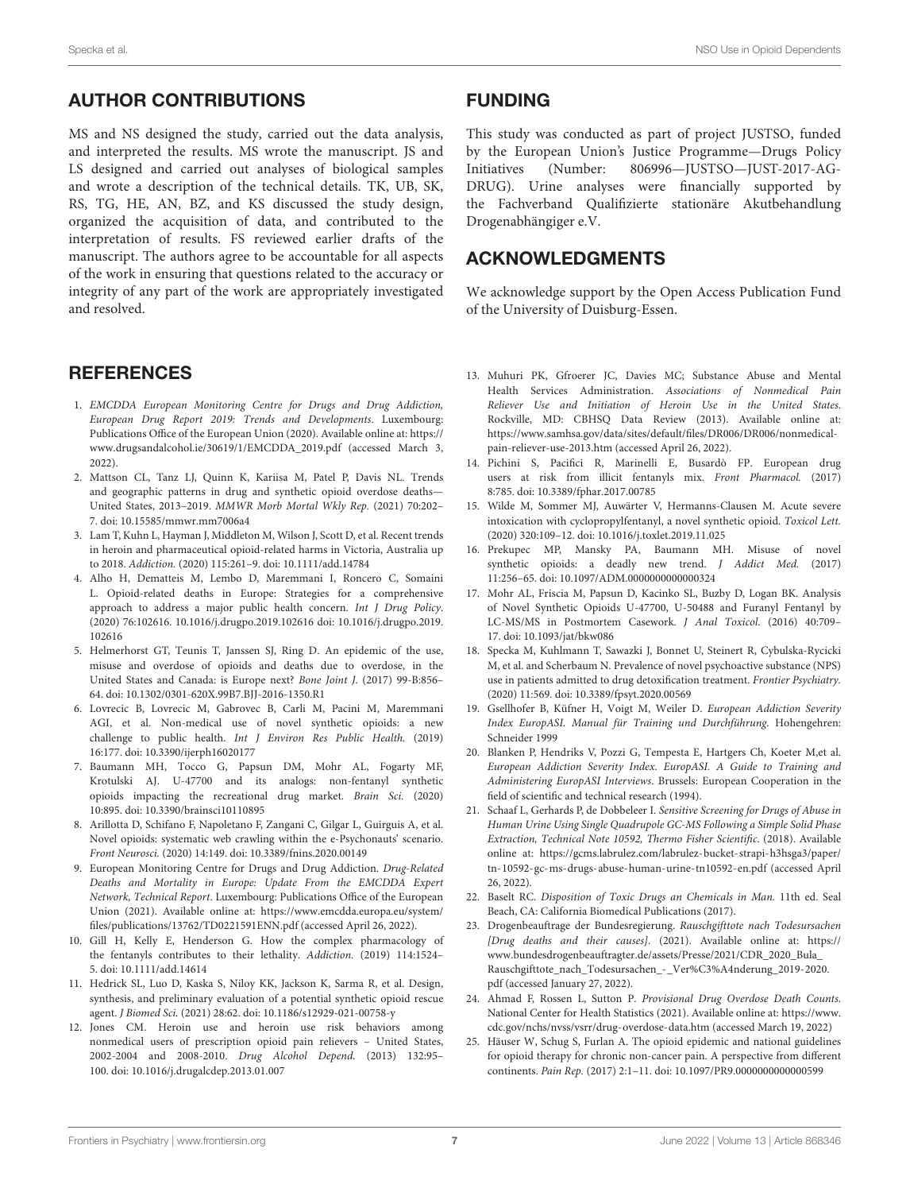## AUTHOR CONTRIBUTIONS

MS and NS designed the study, carried out the data analysis, and interpreted the results. MS wrote the manuscript. JS and LS designed and carried out analyses of biological samples and wrote a description of the technical details. TK, UB, SK, RS, TG, HE, AN, BZ, and KS discussed the study design, organized the acquisition of data, and contributed to the interpretation of results. FS reviewed earlier drafts of the manuscript. The authors agree to be accountable for all aspects of the work in ensuring that questions related to the accuracy or integrity of any part of the work are appropriately investigated and resolved.

## FUNDING

This study was conducted as part of project JUSTSO, funded by the European Union's Justice Programme—Drugs Policy Initiatives (Number: 806996—JUSTSO—JUST-2017-AG-DRUG). Urine analyses were financially supported by the Fachverband Qualifizierte stationäre Akutbehandlung Drogenabhängiger e.V.

## ACKNOWLEDGMENTS

We acknowledge support by the Open Access Publication Fund of the University of Duisburg-Essen.

## REFERENCES

1. *EMCDDA European Monitoring Centre for Drugs and Drug Addiction, European Drug Report 2019: Trends and Developments*. Luxembourg: Publications Office of the European Union (2020). Available online at: https://www.drugsandalcohol.ie/30619/1/EMCDDA_2019.pdf (accessed March 3, 2022).
2. Mattson CL, Tanz LJ, Quinn K, Kariisa M, Patel P, Davis NL. Trends and geographic patterns in drug and synthetic opioid overdose deaths—United States, 2013–2019. *MMWR Morb Mortal Wkly Rep.* (2021) 70:202–7. doi: 10.15585/mmwr.mm7006a4
3. Lam T, Kuhn L, Hayman J, Middleton M, Wilson J, Scott D, et al. Recent trends in heroin and pharmaceutical opioid-related harms in Victoria, Australia up to 2018. *Addiction.* (2020) 115:261–9. doi: 10.1111/add.14784
4. Alho H, Dematteis M, Lembo D, Maremmani I, Roncero C, Somaini L. Opioid-related deaths in Europe: Strategies for a comprehensive approach to address a major public health concern. *Int J Drug Policy*. (2020) 76:102616. 10.1016/j.drugpo.2019.102616 doi: 10.1016/j.drugpo.2019.102616
5. Helmerhorst GT, Teunis T, Janssen SJ, Ring D. An epidemic of the use, misuse and overdose of opioids and deaths due to overdose, in the United States and Canada: is Europe next? *Bone Joint J*. (2017) 99-B:856–64. doi: 10.1302/0301-620X.99B7.BJJ-2016-1350.R1
6. Lovrecic B, Lovrecic M, Gabrovec B, Carli M, Pacini M, Maremmani AGI, et al. Non-medical use of novel synthetic opioids: a new challenge to public health. *Int J Environ Res Public Health.* (2019) 16:177. doi: 10.3390/ijerph16020177
7. Baumann MH, Tocco G, Papsun DM, Mohr AL, Fogarty MF, Krotulski AJ. U-47700 and its analogs: non-fentanyl synthetic opioids impacting the recreational drug market. *Brain Sci.* (2020) 10:895. doi: 10.3390/brainsci10110895
8. Arillotta D, Schifano F, Napoletano F, Zangani C, Gilgar L, Guirguis A, et al. Novel opioids: systematic web crawling within the e-Psychonauts' scenario. *Front Neurosci.* (2020) 14:149. doi: 10.3389/fnins.2020.00149
9. European Monitoring Centre for Drugs and Drug Addiction. *Drug-Related Deaths and Mortality in Europe: Update From the EMCDDA Expert Network, Technical Report*. Luxembourg: Publications Office of the European Union (2021). Available online at: https://www.emcdda.europa.eu/system/files/publications/13762/TD0221591ENN.pdf (accessed April 26, 2022).
10. Gill H, Kelly E, Henderson G. How the complex pharmacology of the fentanyls contributes to their lethality. *Addiction.* (2019) 114:1524–5. doi: 10.1111/add.14614
11. Hedrick SL, Luo D, Kaska S, Niloy KK, Jackson K, Sarma R, et al. Design, synthesis, and preliminary evaluation of a potential synthetic opioid rescue agent. *J Biomed Sci.* (2021) 28:62. doi: 10.1186/s12929-021-00758-y
12. Jones CM. Heroin use and heroin use risk behaviors among nonmedical users of prescription opioid pain relievers – United States, 2002-2004 and 2008-2010. *Drug Alcohol Depend.* (2013) 132:95–100. doi: 10.1016/j.drugalcdep.2013.01.007
13. Muhuri PK, Gfroerer JC, Davies MC; Substance Abuse and Mental Health Services Administration. *Associations of Nonmedical Pain Reliever Use and Initiation of Heroin Use in the United States*. Rockville, MD: CBHSQ Data Review (2013). Available online at: https://www.samhsa.gov/data/sites/default/files/DR006/DR006/nonmedical-pain-reliever-use-2013.htm (accessed April 26, 2022).
14. Pichini S, Pacifici R, Marinelli E, Busardò FP. European drug users at risk from illicit fentanyls mix. *Front Pharmacol.* (2017) 8:785. doi: 10.3389/fphar.2017.00785
15. Wilde M, Sommer MJ, Auwärter V, Hermanns-Clausen M. Acute severe intoxication with cyclopropylfentanyl, a novel synthetic opioid. *Toxicol Lett.* (2020) 320:109–12. doi: 10.1016/j.toxlet.2019.11.025
16. Prekupec MP, Mansky PA, Baumann MH. Misuse of novel synthetic opioids: a deadly new trend. *J Addict Med.* (2017) 11:256–65. doi: 10.1097/ADM.0000000000000324
17. Mohr AL, Friscia M, Papsun D, Kacinko SL, Buzby D, Logan BK. Analysis of Novel Synthetic Opioids U-47700, U-50488 and Furanyl Fentanyl by LC-MS/MS in Postmortem Casework. *J Anal Toxicol.* (2016) 40:709–17. doi: 10.1093/jat/bkw086
18. Specka M, Kuhlmann T, Sawazki J, Bonnet U, Steinert R, Cybulska-Rycicki M, et al. and Scherbaum N. Prevalence of novel psychoactive substance (NPS) use in patients admitted to drug detoxification treatment. *Frontier Psychiatry.* (2020) 11:569. doi: 10.3389/fpsyt.2020.00569
19. Gsellhofer B, Küfner H, Voigt M, Weiler D. *European Addiction Severity Index EuropASI. Manual für Training und Durchführung*. Hohengehren: Schneider 1999
20. Blanken P, Hendriks V, Pozzi G, Tempesta E, Hartgers Ch, Koeter M,et al. *European Addiction Severity Index. EuropASI. A Guide to Training and Administering EuropASI Interviews*. Brussels: European Cooperation in the field of scientific and technical research (1994).
21. Schaaf L, Gerhards P, de Dobbeleer I. *Sensitive Screening for Drugs of Abuse in Human Urine Using Single Quadrupole GC-MS Following a Simple Solid Phase Extraction, Technical Note 10592, Thermo Fisher Scientific*. (2018). Available online at: https://gcms.labrulez.com/labrulez-bucket-strapi-h3hsga3/paper/tn-10592-gc-ms-drugs-abuse-human-urine-tn10592-en.pdf (accessed April 26, 2022).
22. Baselt RC. *Disposition of Toxic Drugs an Chemicals in Man.* 11th ed. Seal Beach, CA: California Biomedical Publications (2017).
23. Drogenbeauftrage der Bundesregierung. *Rauschgifttote nach Todesursachen [Drug deaths and their causes]*. (2021). Available online at: https://www.bundesdrogenbeauftragter.de/assets/Presse/2021/CDR_2020_Bula_Rauschgifttote_nach_Todesursachen_-_Ver%C3%A4nderung_2019-2020.pdf (accessed January 27, 2022).
24. Ahmad F, Rossen L, Sutton P. *Provisional Drug Overdose Death Counts*. National Center for Health Statistics (2021). Available online at: https://www.cdc.gov/nchs/nvss/vsrr/drug-overdose-data.htm (accessed March 19, 2022)
25. Häuser W, Schug S, Furlan A. The opioid epidemic and national guidelines for opioid therapy for chronic non-cancer pain. A perspective from different continents. *Pain Rep.* (2017) 2:1–11. doi: 10.1097/PR9.0000000000000599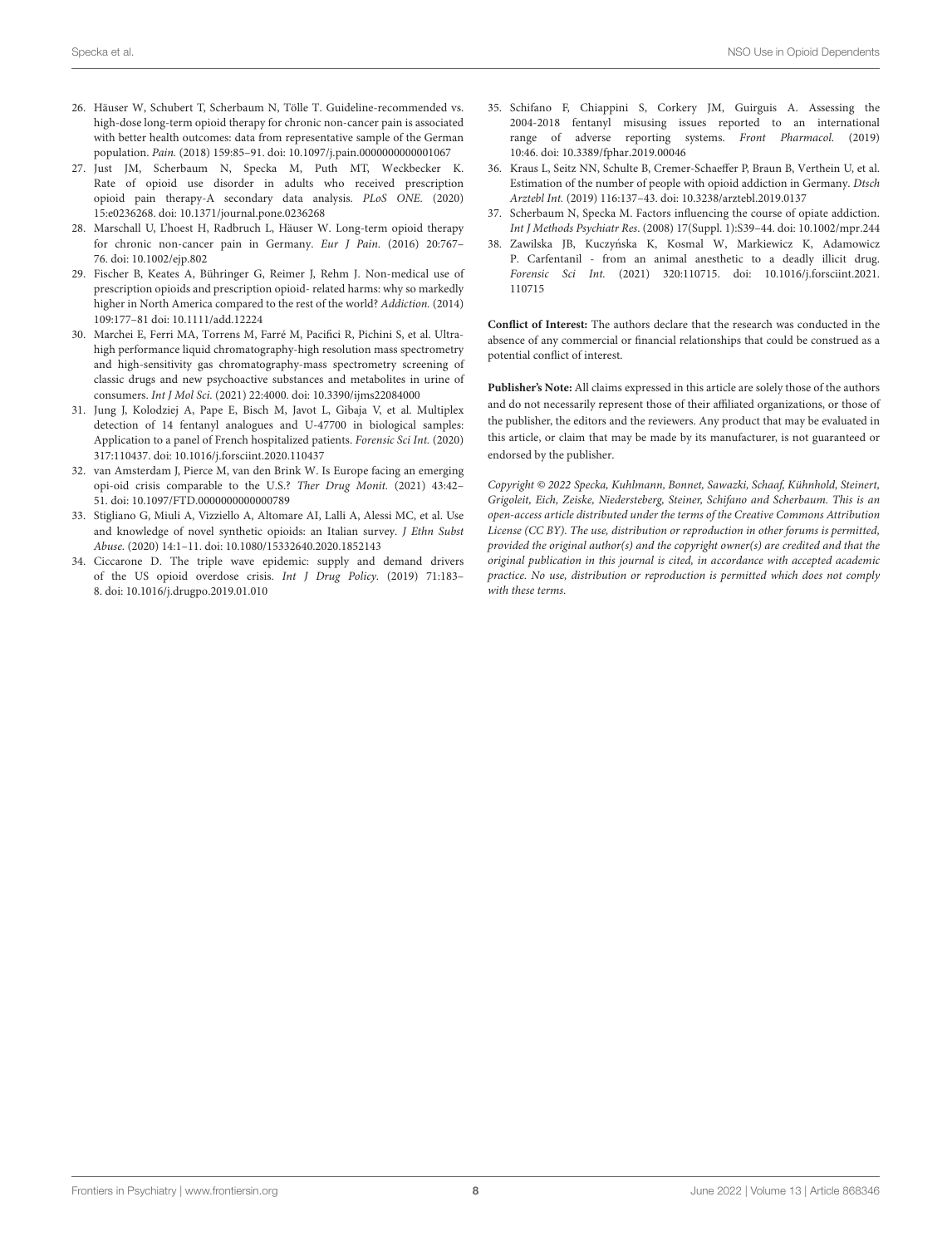26. Häuser W, Schubert T, Scherbaum N, Tölle T. Guideline-recommended vs. high-dose long-term opioid therapy for chronic non-cancer pain is associated with better health outcomes: data from representative sample of the German population. *Pain.* (2018) 159:85–91. doi: 10.1097/j.pain.0000000000001067
27. Just JM, Scherbaum N, Specka M, Puth MT, Weckbecker K. Rate of opioid use disorder in adults who received prescription opioid pain therapy-A secondary data analysis. *PLoS ONE.* (2020) 15:e0236268. doi: 10.1371/journal.pone.0236268
28. Marschall U, L'hoest H, Radbruch L, Häuser W. Long-term opioid therapy for chronic non-cancer pain in Germany. *Eur J Pain.* (2016) 20:767–76. doi: 10.1002/ejp.802
29. Fischer B, Keates A, Bühringer G, Reimer J, Rehm J. Non-medical use of prescription opioids and prescription opioid- related harms: why so markedly higher in North America compared to the rest of the world? *Addiction.* (2014) 109:177–81 doi: 10.1111/add.12224
30. Marchei E, Ferri MA, Torrens M, Farré M, Pacifici R, Pichini S, et al. Ultra-high performance liquid chromatography-high resolution mass spectrometry and high-sensitivity gas chromatography-mass spectrometry screening of classic drugs and new psychoactive substances and metabolites in urine of consumers. *Int J Mol Sci.* (2021) 22:4000. doi: 10.3390/ijms22084000
31. Jung J, Kolodziej A, Pape E, Bisch M, Javot L, Gibaja V, et al. Multiplex detection of 14 fentanyl analogues and U-47700 in biological samples: Application to a panel of French hospitalized patients. *Forensic Sci Int.* (2020) 317:110437. doi: 10.1016/j.forsciint.2020.110437
32. van Amsterdam J, Pierce M, van den Brink W. Is Europe facing an emerging opi-oid crisis comparable to the U.S.? *Ther Drug Monit.* (2021) 43:42–51. doi: 10.1097/FTD.0000000000000789
33. Stigliano G, Miuli A, Vizziello A, Altomare AI, Lalli A, Alessi MC, et al. Use and knowledge of novel synthetic opioids: an Italian survey. *J Ethn Subst Abuse.* (2020) 14:1–11. doi: 10.1080/15332640.2020.1852143
34. Ciccarone D. The triple wave epidemic: supply and demand drivers of the US opioid overdose crisis. *Int J Drug Policy.* (2019) 71:183–8. doi: 10.1016/j.drugpo.2019.01.010
35. Schifano F, Chiappini S, Corkery JM, Guirguis A. Assessing the 2004-2018 fentanyl misusing issues reported to an international range of adverse reporting systems. *Front Pharmacol.* (2019) 10:46. doi: 10.3389/fphar.2019.00046
36. Kraus L, Seitz NN, Schulte B, Cremer-Schaeffer P, Braun B, Verthein U, et al. Estimation of the number of people with opioid addiction in Germany. *Dtsch Arztebl Int.* (2019) 116:137–43. doi: 10.3238/arztebl.2019.0137
37. Scherbaum N, Specka M. Factors influencing the course of opiate addiction. *Int J Methods Psychiatr Res*. (2008) 17(Suppl. 1):S39–44. doi: 10.1002/mpr.244
38. Zawilska JB, Kuczyńska K, Kosmal W, Markiewicz K, Adamowicz P. Carfentanil - from an animal anesthetic to a deadly illicit drug. *Forensic Sci Int.* (2021) 320:110715. doi: 10.1016/j.forsciint.2021.110715

**Conflict of Interest:** The authors declare that the research was conducted in the absence of any commercial or financial relationships that could be construed as a potential conflict of interest.

**Publisher's Note:** All claims expressed in this article are solely those of the authors and do not necessarily represent those of their affiliated organizations, or those of the publisher, the editors and the reviewers. Any product that may be evaluated in this article, or claim that may be made by its manufacturer, is not guaranteed or endorsed by the publisher.

*Copyright © 2022 Specka, Kuhlmann, Bonnet, Sawazki, Schaaf, Kühnhold, Steinert, Grigoleit, Eich, Zeiske, Niedersteberg, Steiner, Schifano and Scherbaum. This is an open-access article distributed under the terms of the Creative Commons Attribution License (CC BY). The use, distribution or reproduction in other forums is permitted, provided the original author(s) and the copyright owner(s) are credited and that the original publication in this journal is cited, in accordance with accepted academic practice. No use, distribution or reproduction is permitted which does not comply with these terms.*